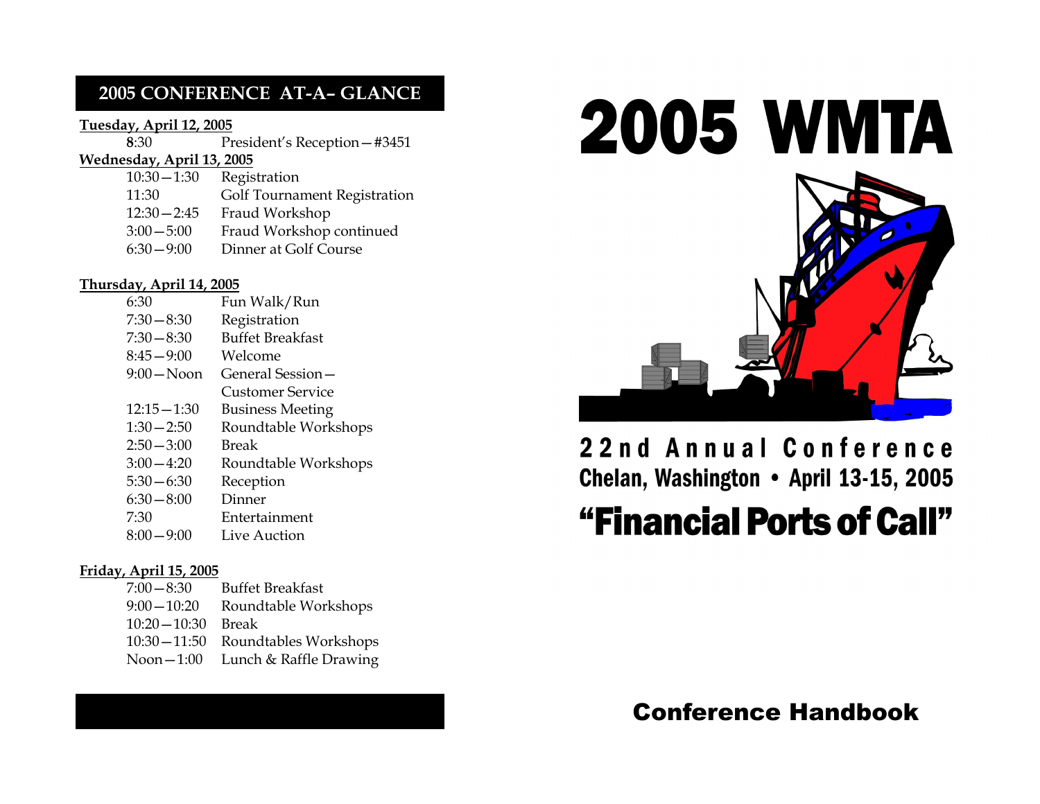## 2005 CONFERENCE AT-A- GLANCE

**Tuesday, April 12, 2005**

| | |
|---|---|
| 8:30 | President's Reception—#3451 |

**Wednesday, April 13, 2005**

| | |
|---|---|
| 10:30—1:30 | Registration |
| 11:30 | Golf Tournament Registration |
| 12:30—2:45 | Fraud Workshop |
| 3:00—5:00 | Fraud Workshop continued |
| 6:30—9:00 | Dinner at Golf Course |

**Thursday, April 14, 2005**

| | |
|---|---|
| 6:30 | Fun Walk/Run |
| 7:30—8:30 | Registration |
| 7:30—8:30 | Buffet Breakfast |
| 8:45—9:00 | Welcome |
| 9:00—Noon | General Session—Customer Service |
| 12:15—1:30 | Business Meeting |
| 1:30—2:50 | Roundtable Workshops |
| 2:50—3:00 | Break |
| 3:00—4:20 | Roundtable Workshops |
| 5:30—6:30 | Reception |
| 6:30—8:00 | Dinner |
| 7:30 | Entertainment |
| 8:00—9:00 | Live Auction |

**Friday, April 15, 2005**

| | |
|---|---|
| 7:00—8:30 | Buffet Breakfast |
| 9:00—10:20 | Roundtable Workshops |
| 10:20—10:30 | Break |
| 10:30—11:50 | Roundtables Workshops |
| Noon—1:00 | Lunch & Raffle Drawing |

# 2005 WMTA

## 22nd Annual Conference

### Chelan, Washington • April 13-15, 2005

# "Financial Ports of Call"

## Conference Handbook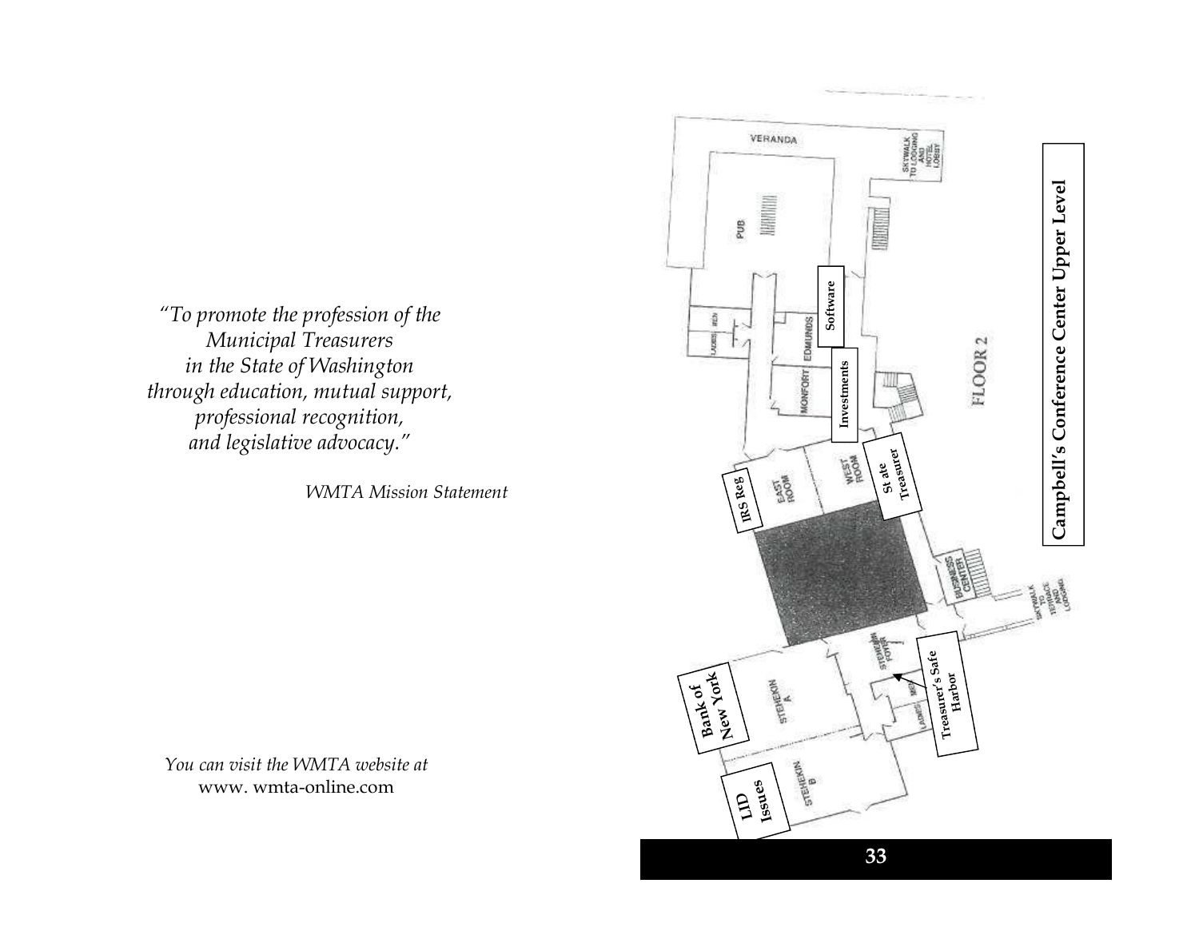*"To promote the profession of the Municipal Treasurers in the State of Washington through education, mutual support, professional recognition, and legislative advocacy."*

*WMTA Mission Statement*

*You can visit the WMTA website at*
www. wmta-online.com

## Campbell's Conference Center Upper Level

FLOOR 2

VERANDA

SKYWALK TO LODGING AND HOTEL LOBBY

PUB

Software

EDMUNDS

Investments

MONFORT

LADIES MEN

IRS Reg

EAST ROOM

WEST ROOM

St ate Treasurer

BUSINESS CENTER

SKYWALK TO TERRACE AND LODGING

STEHEKIN FOYER

Treasurer's Safe Harbor

Bank of New York

STEHEKIN A

LADIES MEN

LID Issues

STEHEKIN B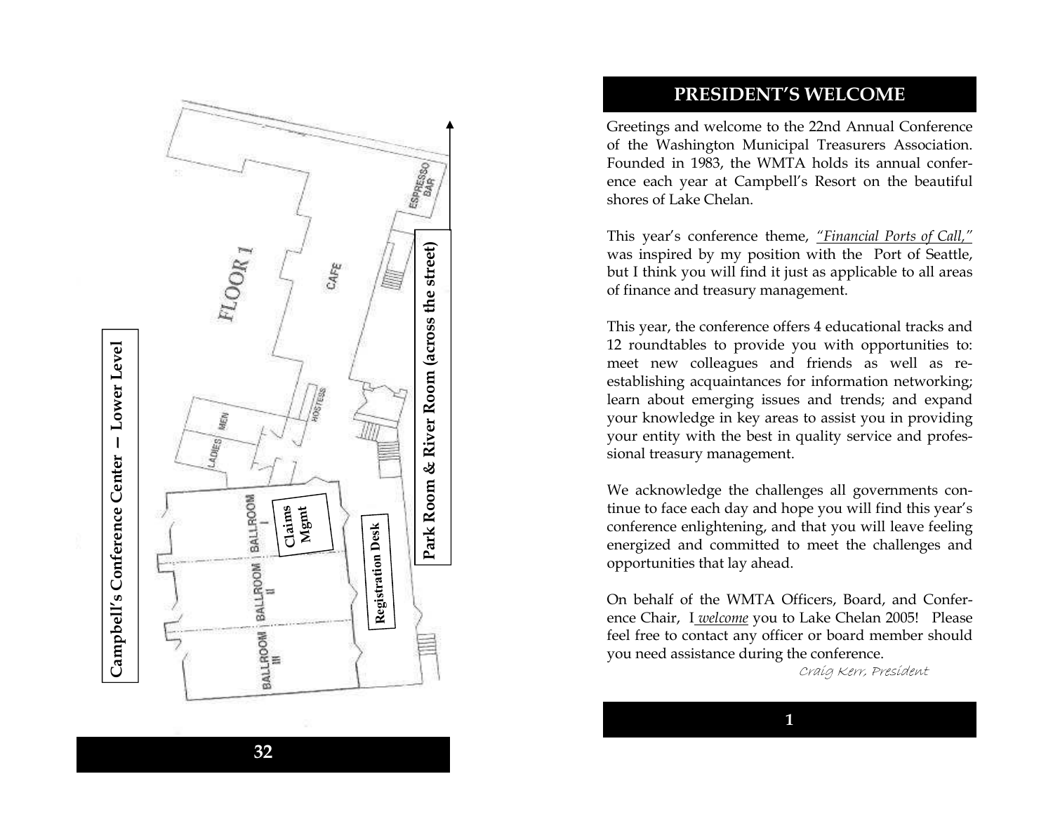Campbell's Conference Center – Lower Level

Park Room & River Room (across the street)

FLOOR 1

CAFE

ESPRESSO BAR

HOSTESS

LADIES

MEN

BALLROOM I

Claims Mgmt

BALLROOM II

BALLROOM III

Registration Desk

## PRESIDENT'S WELCOME

Greetings and welcome to the 22nd Annual Conference of the Washington Municipal Treasurers Association. Founded in 1983, the WMTA holds its annual conference each year at Campbell's Resort on the beautiful shores of Lake Chelan.

This year's conference theme, *"Financial Ports of Call,"* was inspired by my position with the Port of Seattle, but I think you will find it just as applicable to all areas of finance and treasury management.

This year, the conference offers 4 educational tracks and 12 roundtables to provide you with opportunities to: meet new colleagues and friends as well as re-establishing acquaintances for information networking; learn about emerging issues and trends; and expand your knowledge in key areas to assist you in providing your entity with the best in quality service and professional treasury management.

We acknowledge the challenges all governments continue to face each day and hope you will find this year's conference enlightening, and that you will leave feeling energized and committed to meet the challenges and opportunities that lay ahead.

On behalf of the WMTA Officers, Board, and Conference Chair, I *welcome* you to Lake Chelan 2005! Please feel free to contact any officer or board member should you need assistance during the conference.

*Craig Kerr, President*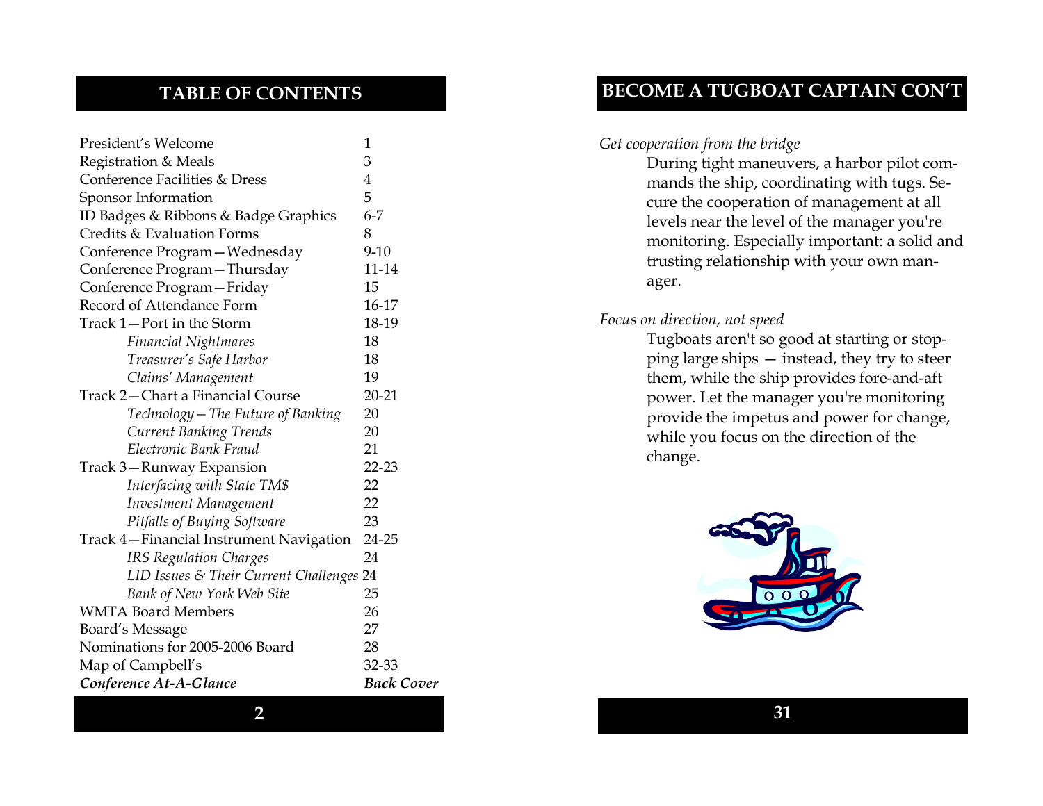## TABLE OF CONTENTS

| | |
|---|---|
| President's Welcome | 1 |
| Registration & Meals | 3 |
| Conference Facilities & Dress | 4 |
| Sponsor Information | 5 |
| ID Badges & Ribbons & Badge Graphics | 6-7 |
| Credits & Evaluation Forms | 8 |
| Conference Program—Wednesday | 9-10 |
| Conference Program—Thursday | 11-14 |
| Conference Program—Friday | 15 |
| Record of Attendance Form | 16-17 |
| Track 1—Port in the Storm | 18-19 |
| *Financial Nightmares* | 18 |
| *Treasurer's Safe Harbor* | 18 |
| *Claims' Management* | 19 |
| Track 2—Chart a Financial Course | 20-21 |
| *Technology – The Future of Banking* | 20 |
| *Current Banking Trends* | 20 |
| *Electronic Bank Fraud* | 21 |
| Track 3—Runway Expansion | 22-23 |
| *Interfacing with State TM$* | 22 |
| *Investment Management* | 22 |
| *Pitfalls of Buying Software* | 23 |
| Track 4—Financial Instrument Navigation | 24-25 |
| *IRS Regulation Charges* | 24 |
| *LID Issues & Their Current Challenges* | 24 |
| *Bank of New York Web Site* | 25 |
| WMTA Board Members | 26 |
| Board's Message | 27 |
| Nominations for 2005-2006 Board | 28 |
| Map of Campbell's | 32-33 |
| ***Conference At-A-Glance*** | ***Back Cover*** |

## BECOME A TUGBOAT CAPTAIN CON'T

*Get cooperation from the bridge*

During tight maneuvers, a harbor pilot commands the ship, coordinating with tugs. Secure the cooperation of management at all levels near the level of the manager you're monitoring. Especially important: a solid and trusting relationship with your own manager.

*Focus on direction, not speed*

Tugboats aren't so good at starting or stopping large ships — instead, they try to steer them, while the ship provides fore-and-aft power. Let the manager you're monitoring provide the impetus and power for change, while you focus on the direction of the change.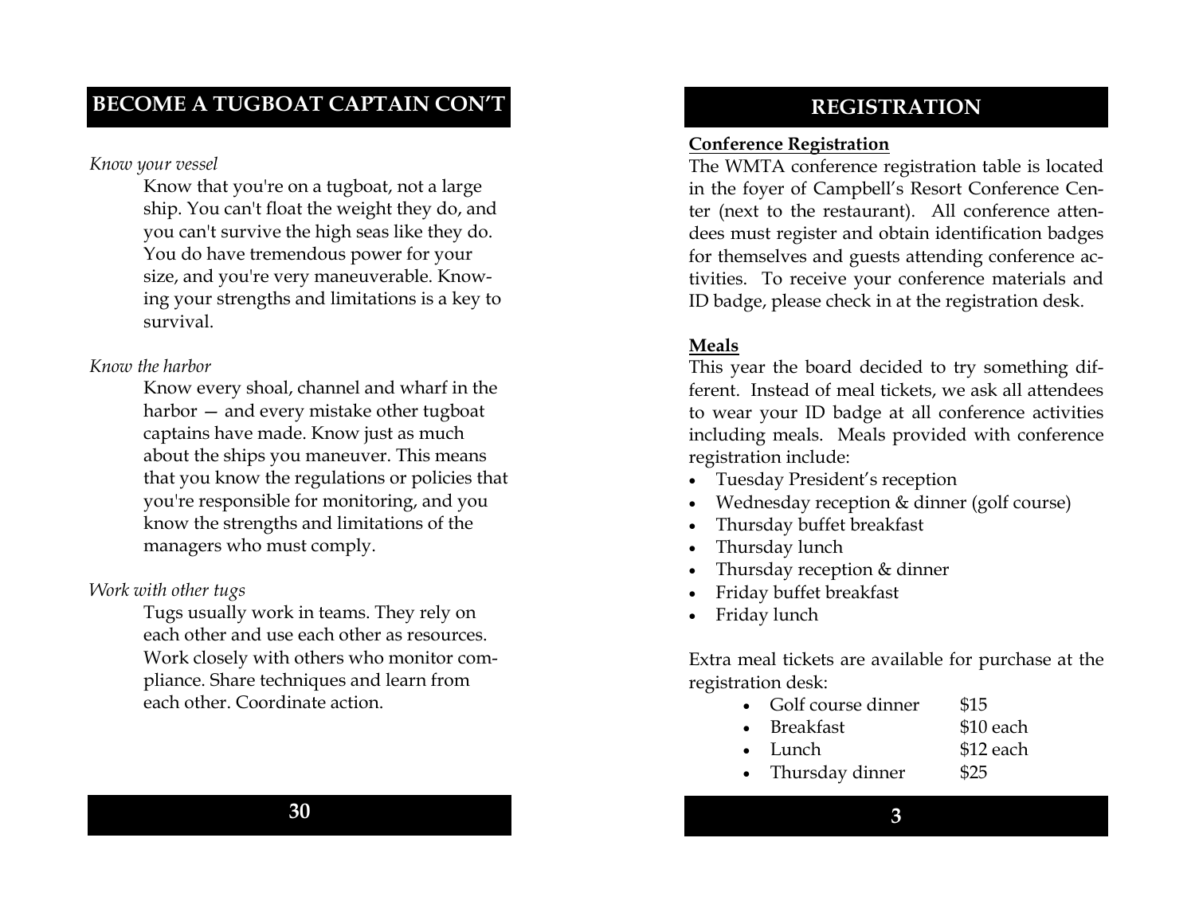## BECOME A TUGBOAT CAPTAIN CON'T

*Know your vessel*

Know that you're on a tugboat, not a large ship. You can't float the weight they do, and you can't survive the high seas like they do. You do have tremendous power for your size, and you're very maneuverable. Knowing your strengths and limitations is a key to survival.

*Know the harbor*

Know every shoal, channel and wharf in the harbor — and every mistake other tugboat captains have made. Know just as much about the ships you maneuver. This means that you know the regulations or policies that you're responsible for monitoring, and you know the strengths and limitations of the managers who must comply.

*Work with other tugs*

Tugs usually work in teams. They rely on each other and use each other as resources. Work closely with others who monitor compliance. Share techniques and learn from each other. Coordinate action.

## REGISTRATION

**Conference Registration**

The WMTA conference registration table is located in the foyer of Campbell's Resort Conference Center (next to the restaurant). All conference attendees must register and obtain identification badges for themselves and guests attending conference activities. To receive your conference materials and ID badge, please check in at the registration desk.

**Meals**

This year the board decided to try something different. Instead of meal tickets, we ask all attendees to wear your ID badge at all conference activities including meals. Meals provided with conference registration include:

- Tuesday President's reception
- Wednesday reception & dinner (golf course)
- Thursday buffet breakfast
- Thursday lunch
- Thursday reception & dinner
- Friday buffet breakfast
- Friday lunch

Extra meal tickets are available for purchase at the registration desk:

- Golf course dinner $15
- Breakfast $10 each
- Lunch $12 each
- Thursday dinner $25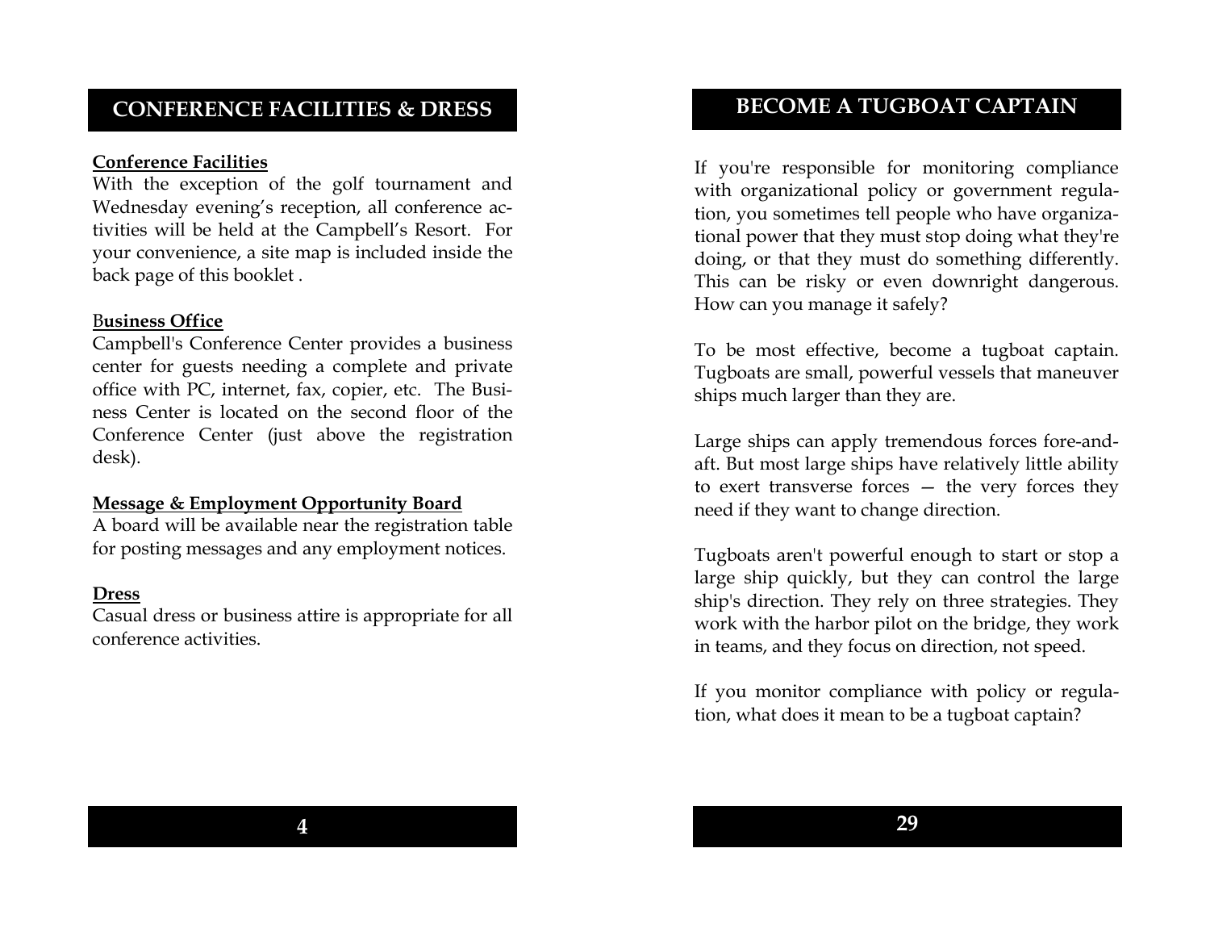## CONFERENCE FACILITIES & DRESS

**Conference Facilities**
With the exception of the golf tournament and Wednesday evening's reception, all conference activities will be held at the Campbell's Resort. For your convenience, a site map is included inside the back page of this booklet .

**Business Office**
Campbell's Conference Center provides a business center for guests needing a complete and private office with PC, internet, fax, copier, etc. The Business Center is located on the second floor of the Conference Center (just above the registration desk).

**Message & Employment Opportunity Board**
A board will be available near the registration table for posting messages and any employment notices.

**Dress**
Casual dress or business attire is appropriate for all conference activities.

## BECOME A TUGBOAT CAPTAIN

If you're responsible for monitoring compliance with organizational policy or government regulation, you sometimes tell people who have organizational power that they must stop doing what they're doing, or that they must do something differently. This can be risky or even downright dangerous. How can you manage it safely?

To be most effective, become a tugboat captain. Tugboats are small, powerful vessels that maneuver ships much larger than they are.

Large ships can apply tremendous forces fore-and-aft. But most large ships have relatively little ability to exert transverse forces — the very forces they need if they want to change direction.

Tugboats aren't powerful enough to start or stop a large ship quickly, but they can control the large ship's direction. They rely on three strategies. They work with the harbor pilot on the bridge, they work in teams, and they focus on direction, not speed.

If you monitor compliance with policy or regulation, what does it mean to be a tugboat captain?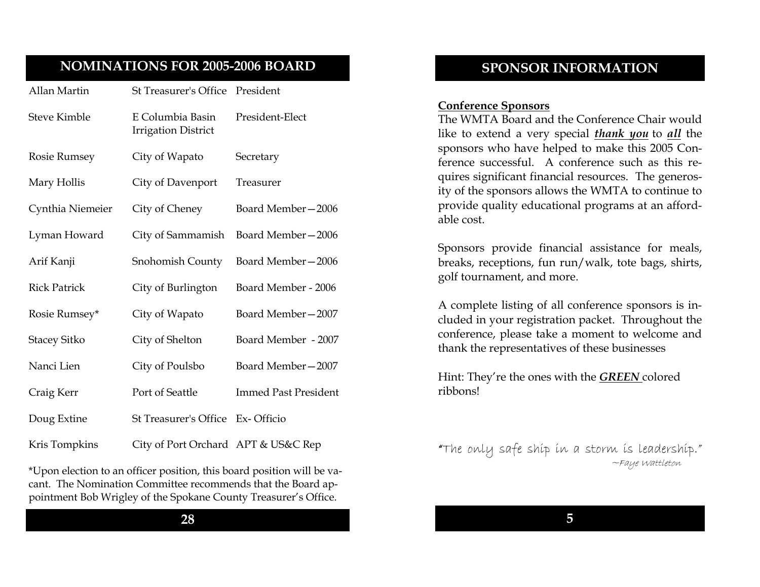## NOMINATIONS FOR 2005-2006 BOARD

| Name | Organization | Position |
|---|---|---|
| Allan Martin | St Treasurer's Office | President |
| Steve Kimble | E Columbia Basin Irrigation District | President-Elect |
| Rosie Rumsey | City of Wapato | Secretary |
| Mary Hollis | City of Davenport | Treasurer |
| Cynthia Niemeier | City of Cheney | Board Member—2006 |
| Lyman Howard | City of Sammamish | Board Member—2006 |
| Arif Kanji | Snohomish County | Board Member—2006 |
| Rick Patrick | City of Burlington | Board Member - 2006 |
| Rosie Rumsey* | City of Wapato | Board Member—2007 |
| Stacey Sitko | City of Shelton | Board Member - 2007 |
| Nanci Lien | City of Poulsbo | Board Member—2007 |
| Craig Kerr | Port of Seattle | Immed Past President |
| Doug Extine | St Treasurer's Office | Ex- Officio |
| Kris Tompkins | City of Port Orchard | APT & US&C Rep |

*Upon election to an officer position, this board position will be vacant. The Nomination Committee recommends that the Board appointment Bob Wrigley of the Spokane County Treasurer's Office.

## SPONSOR INFORMATION

**Conference Sponsors**

The WMTA Board and the Conference Chair would like to extend a very special ***thank you*** to ***all*** the sponsors who have helped to make this 2005 Conference successful. A conference such as this requires significant financial resources. The generosity of the sponsors allows the WMTA to continue to provide quality educational programs at an affordable cost.

Sponsors provide financial assistance for meals, breaks, receptions, fun run/walk, tote bags, shirts, golf tournament, and more.

A complete listing of all conference sponsors is included in your registration packet. Throughout the conference, please take a moment to welcome and thank the representatives of these businesses

Hint: They're the ones with the ***GREEN*** colored ribbons!

"The only safe ship in a storm is leadership."
~Faye Wattleton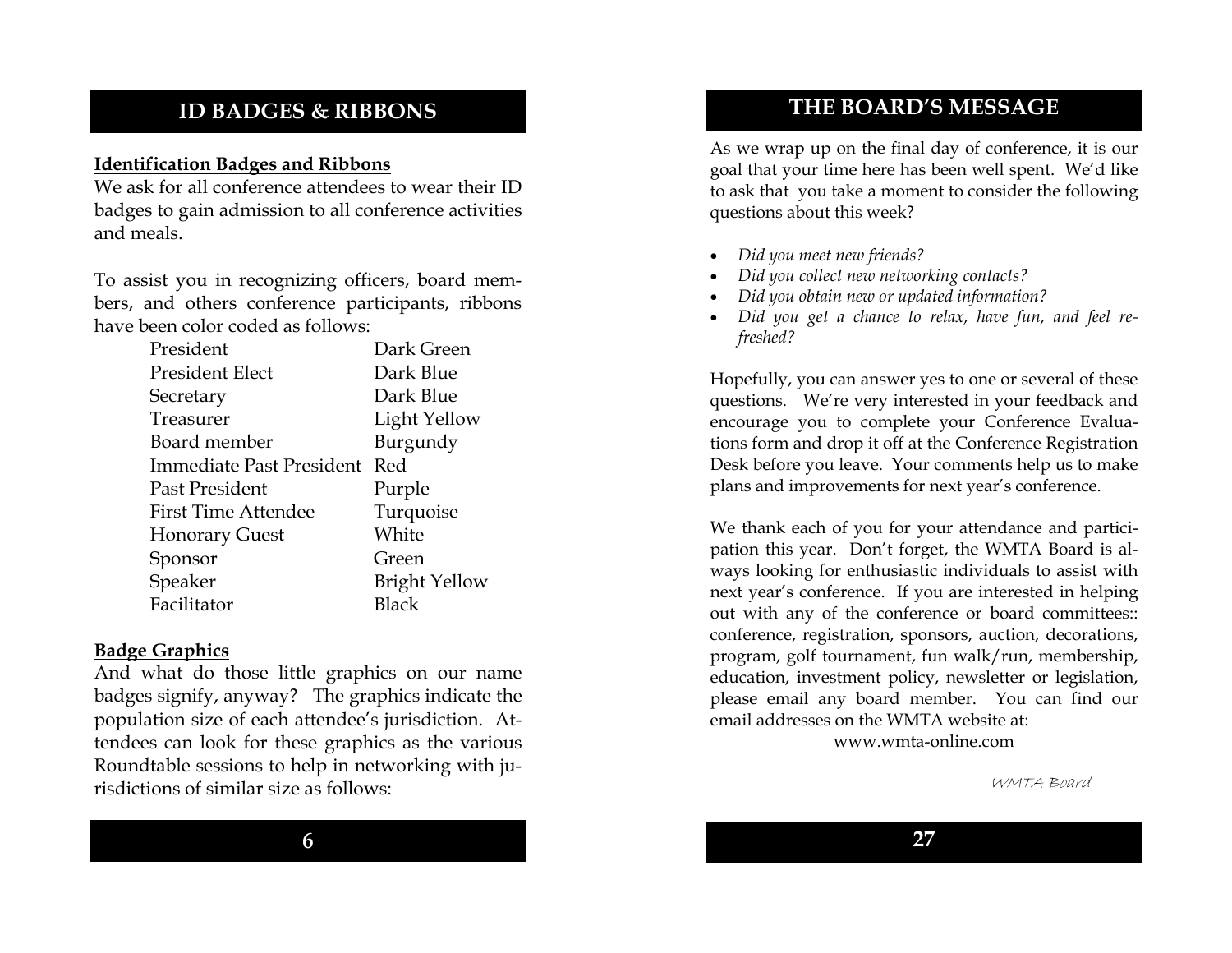## ID BADGES & RIBBONS

**Identification Badges and Ribbons**

We ask for all conference attendees to wear their ID badges to gain admission to all conference activities and meals.

To assist you in recognizing officers, board members, and others conference participants, ribbons have been color coded as follows:

| | |
|---|---|
| President | Dark Green |
| President Elect | Dark Blue |
| Secretary | Dark Blue |
| Treasurer | Light Yellow |
| Board member | Burgundy |
| Immediate Past President | Red |
| Past President | Purple |
| First Time Attendee | Turquoise |
| Honorary Guest | White |
| Sponsor | Green |
| Speaker | Bright Yellow |
| Facilitator | Black |

**Badge Graphics**

And what do those little graphics on our name badges signify, anyway? The graphics indicate the population size of each attendee's jurisdiction. Attendees can look for these graphics as the various Roundtable sessions to help in networking with jurisdictions of similar size as follows:

## THE BOARD'S MESSAGE

As we wrap up on the final day of conference, it is our goal that your time here has been well spent. We'd like to ask that you take a moment to consider the following questions about this week?

- *Did you meet new friends?*
- *Did you collect new networking contacts?*
- *Did you obtain new or updated information?*
- *Did you get a chance to relax, have fun, and feel refreshed?*

Hopefully, you can answer yes to one or several of these questions. We're very interested in your feedback and encourage you to complete your Conference Evaluations form and drop it off at the Conference Registration Desk before you leave. Your comments help us to make plans and improvements for next year's conference.

We thank each of you for your attendance and participation this year. Don't forget, the WMTA Board is always looking for enthusiastic individuals to assist with next year's conference. If you are interested in helping out with any of the conference or board committees:: conference, registration, sponsors, auction, decorations, program, golf tournament, fun walk/run, membership, education, investment policy, newsletter or legislation, please email any board member. You can find our email addresses on the WMTA website at:

www.wmta-online.com

WMTA Board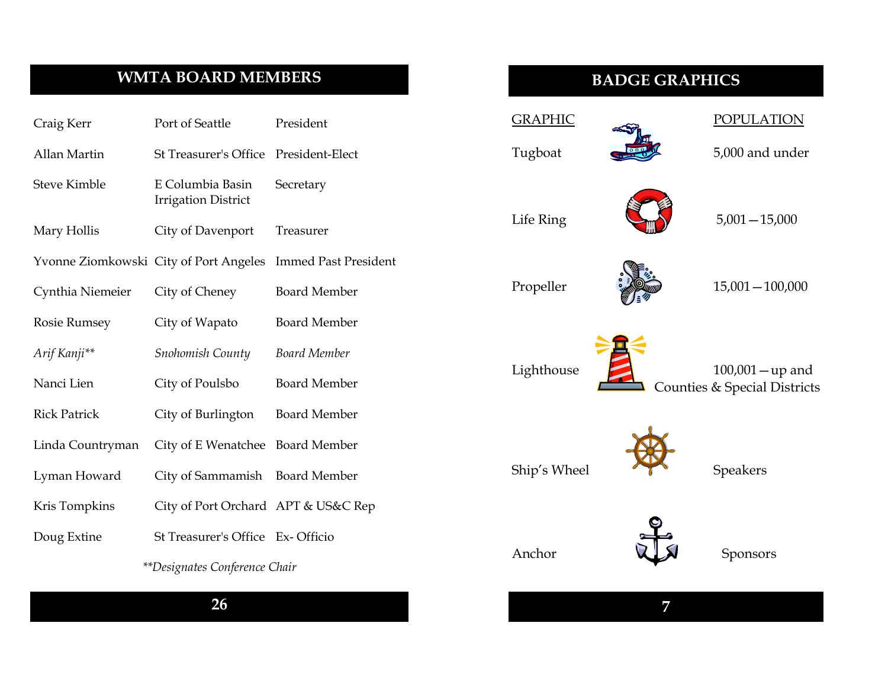## WMTA BOARD MEMBERS

| | | |
|---|---|---|
| Craig Kerr | Port of Seattle | President |
| Allan Martin | St Treasurer's Office | President-Elect |
| Steve Kimble | E Columbia Basin Irrigation District | Secretary |
| Mary Hollis | City of Davenport | Treasurer |
| Yvonne Ziomkowski | City of Port Angeles | Immed Past President |
| Cynthia Niemeier | City of Cheney | Board Member |
| Rosie Rumsey | City of Wapato | Board Member |
| *Arif Kanji*** | *Snohomish County* | *Board Member* |
| Nanci Lien | City of Poulsbo | Board Member |
| Rick Patrick | City of Burlington | Board Member |
| Linda Countryman | City of E Wenatchee | Board Member |
| Lyman Howard | City of Sammamish | Board Member |
| Kris Tompkins | City of Port Orchard | APT & US&C Rep |
| Doug Extine | St Treasurer's Office | Ex- Officio |

*\*\*Designates Conference Chair*

## BADGE GRAPHICS

| GRAPHIC | POPULATION |
|---|---|
| Tugboat | 5,000 and under |
| Life Ring | 5,001—15,000 |
| Propeller | 15,001—100,000 |
| Lighthouse | 100,001—up and Counties & Special Districts |
| Ship's Wheel | Speakers |
| Anchor | Sponsors |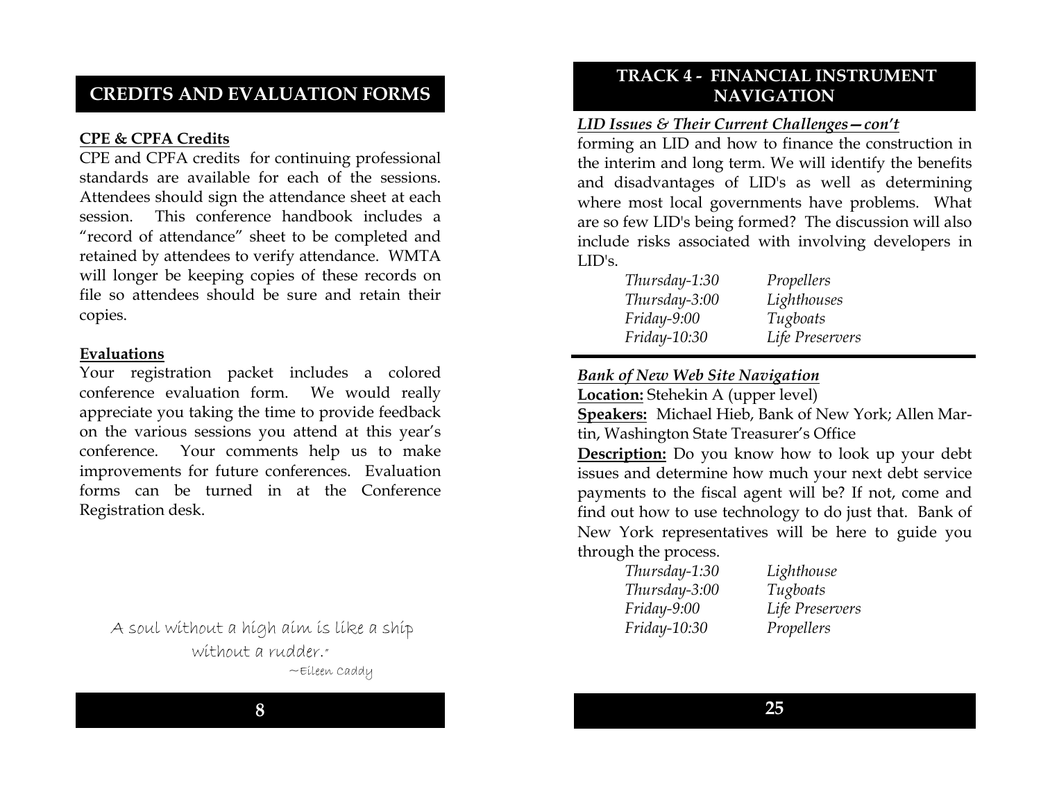## CREDITS AND EVALUATION FORMS

**CPE & CPFA Credits**

CPE and CPFA credits for continuing professional standards are available for each of the sessions. Attendees should sign the attendance sheet at each session. This conference handbook includes a "record of attendance" sheet to be completed and retained by attendees to verify attendance. WMTA will longer be keeping copies of these records on file so attendees should be sure and retain their copies.

**Evaluations**

Your registration packet includes a colored conference evaluation form. We would really appreciate you taking the time to provide feedback on the various sessions you attend at this year's conference. Your comments help us to make improvements for future conferences. Evaluation forms can be turned in at the Conference Registration desk.

A soul without a high aim is like a ship without a rudder."

~Eileen Caddy

## TRACK 4 - FINANCIAL INSTRUMENT NAVIGATION

***LID Issues & Their Current Challenges—con't***

forming an LID and how to finance the construction in the interim and long term. We will identify the benefits and disadvantages of LID's as well as determining where most local governments have problems. What are so few LID's being formed? The discussion will also include risks associated with involving developers in LID's.

| | |
|---|---|
| *Thursday-1:30* | *Propellers* |
| *Thursday-3:00* | *Lighthouses* |
| *Friday-9:00* | *Tugboats* |
| *Friday-10:30* | *Life Preservers* |

***Bank of New Web Site Navigation***

**Location:** Stehekin A (upper level)

**Speakers:** Michael Hieb, Bank of New York; Allen Martin, Washington State Treasurer's Office

**Description:** Do you know how to look up your debt issues and determine how much your next debt service payments to the fiscal agent will be? If not, come and find out how to use technology to do just that. Bank of New York representatives will be here to guide you through the process.

| | |
|---|---|
| *Thursday-1:30* | *Lighthouse* |
| *Thursday-3:00* | *Tugboats* |
| *Friday-9:00* | *Life Preservers* |
| *Friday-10:30* | *Propellers* |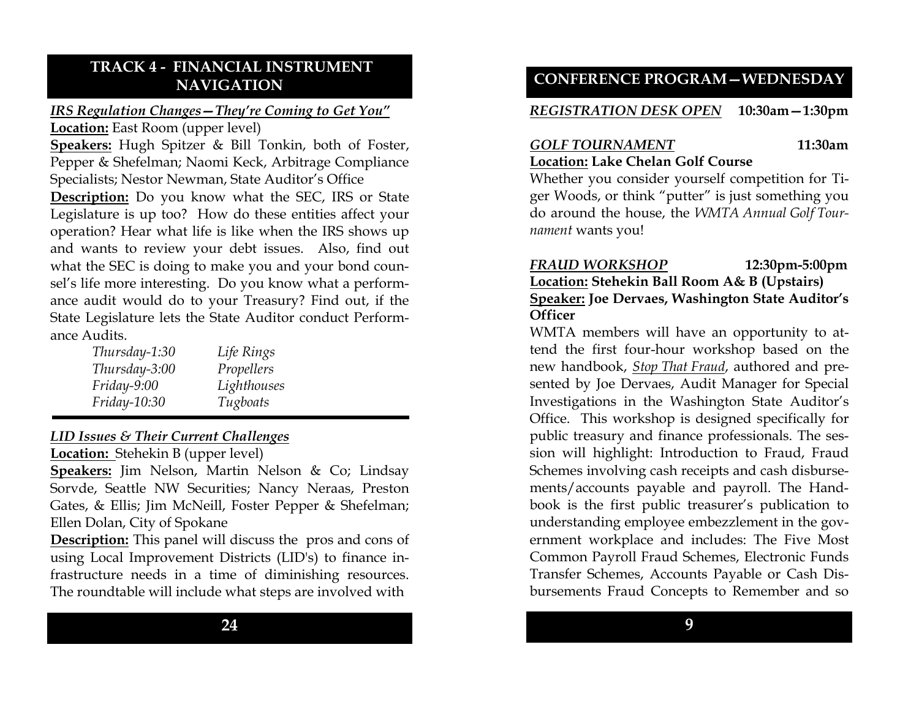## TRACK 4 - FINANCIAL INSTRUMENT NAVIGATION

***IRS Regulation Changes—They're Coming to Get You"***

**Location:** East Room (upper level)

**Speakers:** Hugh Spitzer & Bill Tonkin, both of Foster, Pepper & Shefelman; Naomi Keck, Arbitrage Compliance Specialists; Nestor Newman, State Auditor's Office

**Description:** Do you know what the SEC, IRS or State Legislature is up too? How do these entities affect your operation? Hear what life is like when the IRS shows up and wants to review your debt issues. Also, find out what the SEC is doing to make you and your bond counsel's life more interesting. Do you know what a performance audit would do to your Treasury? Find out, if the State Legislature lets the State Auditor conduct Performance Audits.

| | |
|---|---|
| *Thursday-1:30* | *Life Rings* |
| *Thursday-3:00* | *Propellers* |
| *Friday-9:00* | *Lighthouses* |
| *Friday-10:30* | *Tugboats* |

***LID Issues & Their Current Challenges***

**Location:** Stehekin B (upper level)

**Speakers:** Jim Nelson, Martin Nelson & Co; Lindsay Sorvde, Seattle NW Securities; Nancy Neraas, Preston Gates, & Ellis; Jim McNeill, Foster Pepper & Shefelman; Ellen Dolan, City of Spokane

**Description:** This panel will discuss the pros and cons of using Local Improvement Districts (LID's) to finance infrastructure needs in a time of diminishing resources. The roundtable will include what steps are involved with

## CONFERENCE PROGRAM—WEDNESDAY

***REGISTRATION DESK OPEN*** **10:30am—1:30pm**

***GOLF TOURNAMENT*** **11:30am**

**Location: Lake Chelan Golf Course**

Whether you consider yourself competition for Tiger Woods, or think "putter" is just something you do around the house, the *WMTA Annual Golf Tournament* wants you!

***FRAUD WORKSHOP*** **12:30pm-5:00pm**

**Location: Stehekin Ball Room A& B (Upstairs)**

**Speaker: Joe Dervaes, Washington State Auditor's Officer**

WMTA members will have an opportunity to attend the first four-hour workshop based on the new handbook, *Stop That Fraud*, authored and presented by Joe Dervaes, Audit Manager for Special Investigations in the Washington State Auditor's Office. This workshop is designed specifically for public treasury and finance professionals. The session will highlight: Introduction to Fraud, Fraud Schemes involving cash receipts and cash disbursements/accounts payable and payroll. The Handbook is the first public treasurer's publication to understanding employee embezzlement in the government workplace and includes: The Five Most Common Payroll Fraud Schemes, Electronic Funds Transfer Schemes, Accounts Payable or Cash Disbursements Fraud Concepts to Remember and so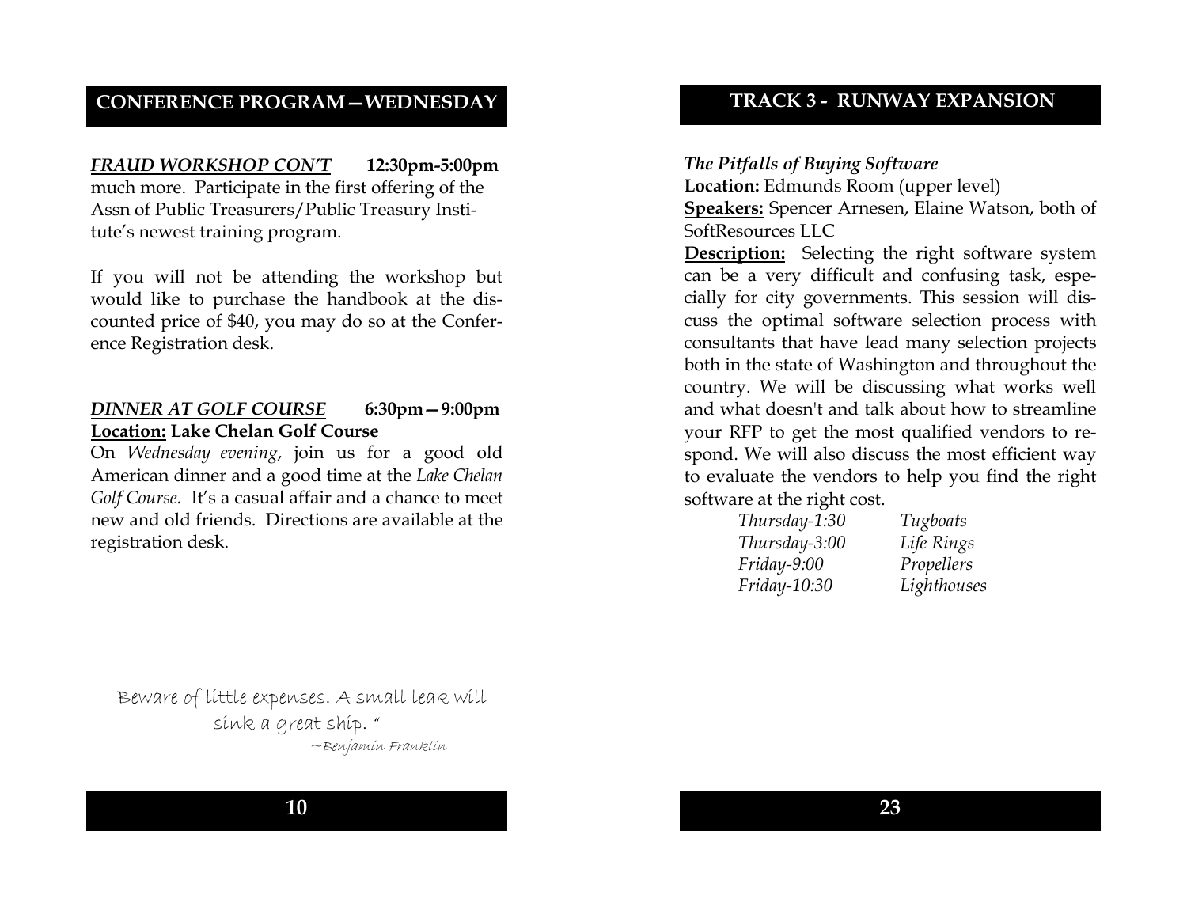## CONFERENCE PROGRAM—WEDNESDAY

***FRAUD WORKSHOP CON'T*** **12:30pm-5:00pm**

much more. Participate in the first offering of the Assn of Public Treasurers/Public Treasury Institute's newest training program.

If you will not be attending the workshop but would like to purchase the handbook at the discounted price of $40, you may do so at the Conference Registration desk.

***DINNER AT GOLF COURSE*** **6:30pm—9:00pm**

**Location: Lake Chelan Golf Course**

On *Wednesday evening*, join us for a good old American dinner and a good time at the *Lake Chelan Golf Course*. It's a casual affair and a chance to meet new and old friends. Directions are available at the registration desk.

Beware of little expenses. A small leak will sink a great ship. "
~Benjamin Franklin

## TRACK 3 - RUNWAY EXPANSION

***The Pitfalls of Buying Software***

**Location:** Edmunds Room (upper level)

**Speakers:** Spencer Arnesen, Elaine Watson, both of SoftResources LLC

**Description:** Selecting the right software system can be a very difficult and confusing task, especially for city governments. This session will discuss the optimal software selection process with consultants that have lead many selection projects both in the state of Washington and throughout the country. We will be discussing what works well and what doesn't and talk about how to streamline your RFP to get the most qualified vendors to respond. We will also discuss the most efficient way to evaluate the vendors to help you find the right software at the right cost.

| | |
|---|---|
| *Thursday-1:30* | *Tugboats* |
| *Thursday-3:00* | *Life Rings* |
| *Friday-9:00* | *Propellers* |
| *Friday-10:30* | *Lighthouses* |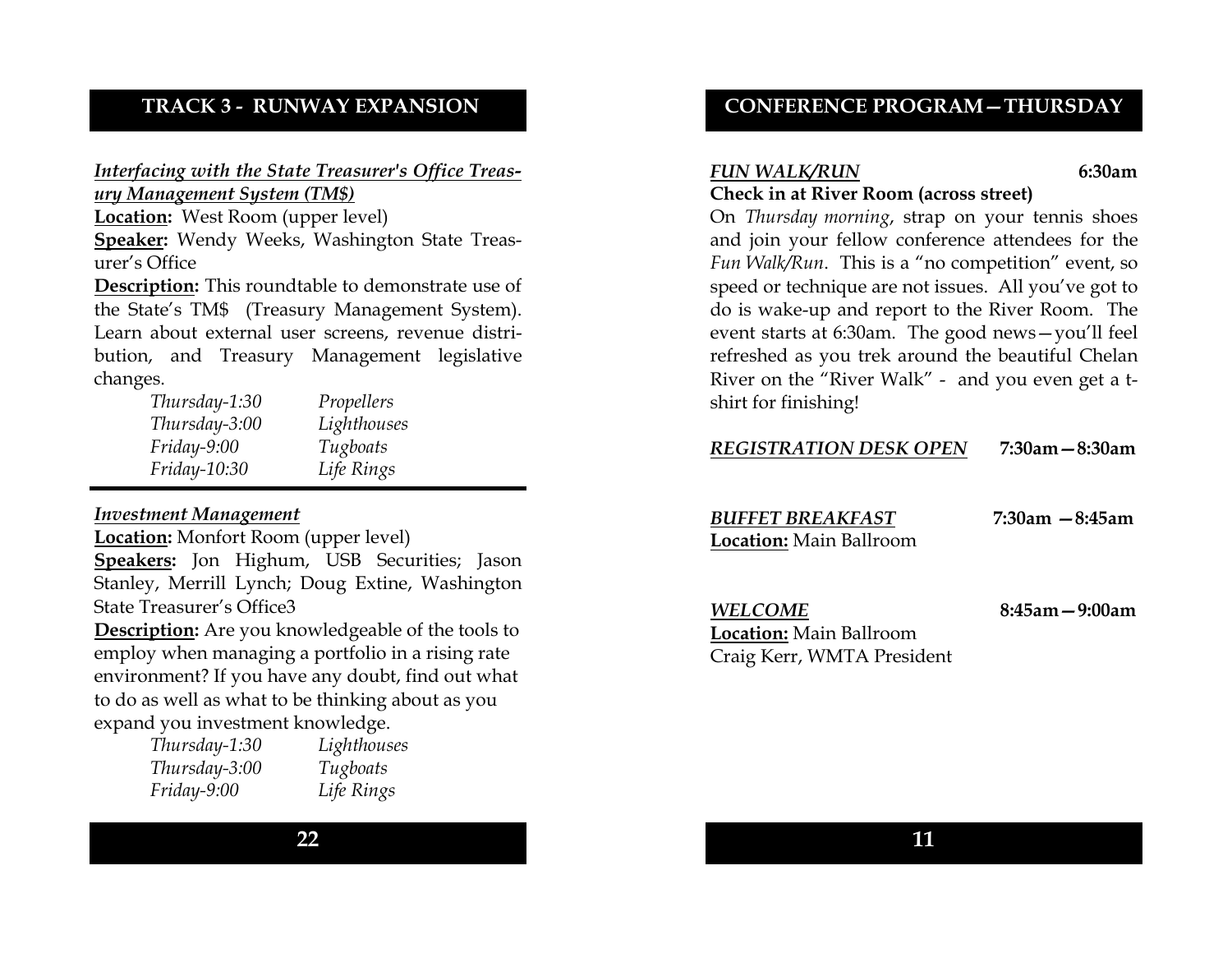## TRACK 3 - RUNWAY EXPANSION

***Interfacing with the State Treasurer's Office Treasury Management System (TM$)***

**Location:** West Room (upper level)

**Speaker:** Wendy Weeks, Washington State Treasurer's Office

**Description:** This roundtable to demonstrate use of the State's TM$ (Treasury Management System). Learn about external user screens, revenue distribution, and Treasury Management legislative changes.

| | |
|---|---|
| *Thursday-1:30* | *Propellers* |
| *Thursday-3:00* | *Lighthouses* |
| *Friday-9:00* | *Tugboats* |
| *Friday-10:30* | *Life Rings* |

***Investment Management***

**Location:** Monfort Room (upper level)

**Speakers:** Jon Highum, USB Securities; Jason Stanley, Merrill Lynch; Doug Extine, Washington State Treasurer's Office3

**Description:** Are you knowledgeable of the tools to employ when managing a portfolio in a rising rate environment? If you have any doubt, find out what to do as well as what to be thinking about as you expand you investment knowledge.

| | |
|---|---|
| *Thursday-1:30* | *Lighthouses* |
| *Thursday-3:00* | *Tugboats* |
| *Friday-9:00* | *Life Rings* |

## CONFERENCE PROGRAM—THURSDAY

***FUN WALK/RUN*** **6:30am**

**Check in at River Room (across street)**

On *Thursday morning*, strap on your tennis shoes and join your fellow conference attendees for the *Fun Walk/Run*. This is a "no competition" event, so speed or technique are not issues. All you've got to do is wake-up and report to the River Room. The event starts at 6:30am. The good news—you'll feel refreshed as you trek around the beautiful Chelan River on the "River Walk" - and you even get a t-shirt for finishing!

***REGISTRATION DESK OPEN*** **7:30am—8:30am**

***BUFFET BREAKFAST*** **7:30am —8:45am**

**Location:** Main Ballroom

***WELCOME*** **8:45am—9:00am**

**Location:** Main Ballroom

Craig Kerr, WMTA President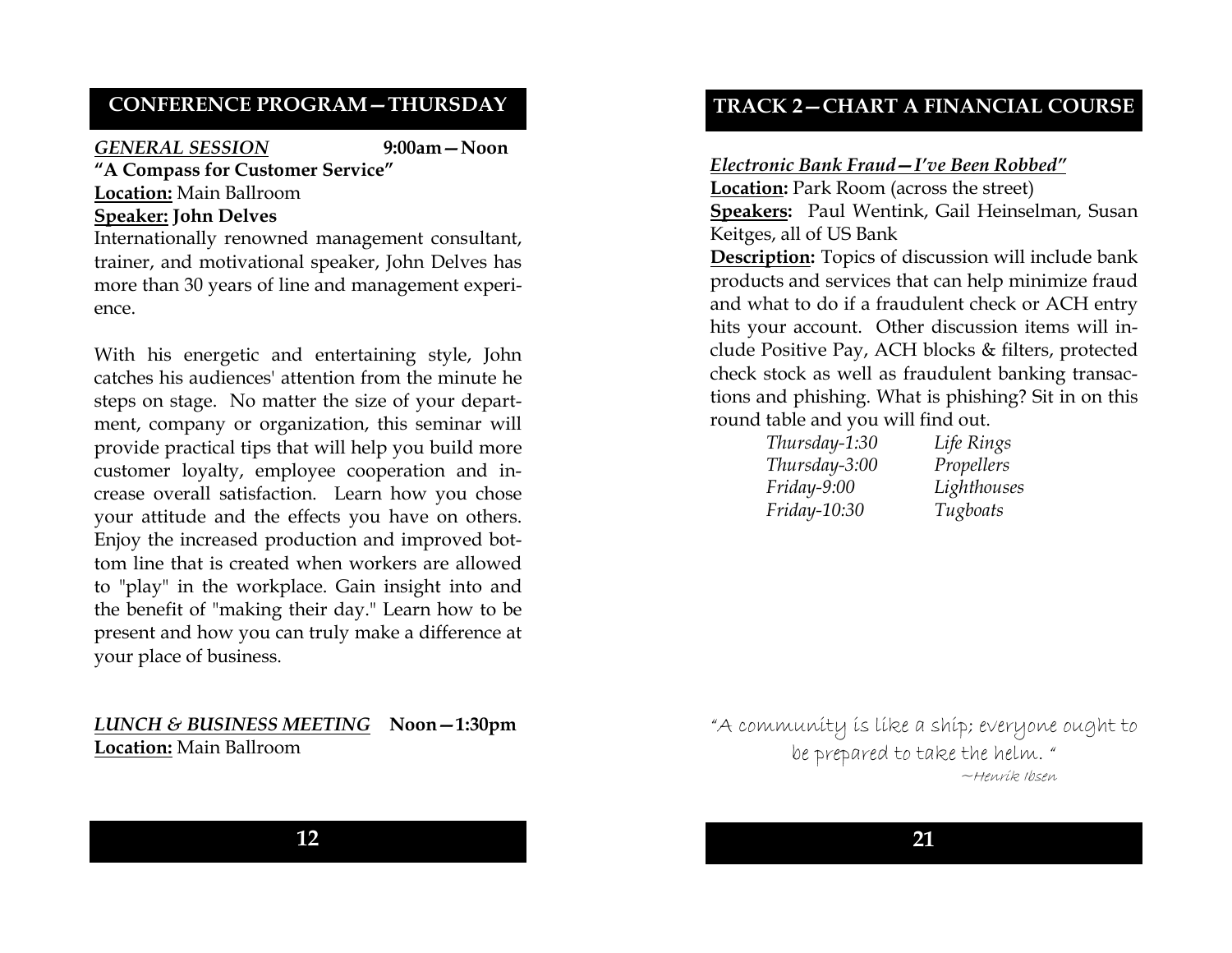## CONFERENCE PROGRAM—THURSDAY

***GENERAL SESSION*** **9:00am—Noon**

**"A Compass for Customer Service"**

**Location:** Main Ballroom

**Speaker: John Delves**

Internationally renowned management consultant, trainer, and motivational speaker, John Delves has more than 30 years of line and management experience.

With his energetic and entertaining style, John catches his audiences' attention from the minute he steps on stage. No matter the size of your department, company or organization, this seminar will provide practical tips that will help you build more customer loyalty, employee cooperation and increase overall satisfaction. Learn how you chose your attitude and the effects you have on others. Enjoy the increased production and improved bottom line that is created when workers are allowed to "play" in the workplace. Gain insight into and the benefit of "making their day." Learn how to be present and how you can truly make a difference at your place of business.

***LUNCH & BUSINESS MEETING*** **Noon—1:30pm**

**Location:** Main Ballroom

## TRACK 2—CHART A FINANCIAL COURSE

***Electronic Bank Fraud—I've Been Robbed"***

**Location:** Park Room (across the street)

**Speakers:** Paul Wentink, Gail Heinselman, Susan Keitges, all of US Bank

**Description:** Topics of discussion will include bank products and services that can help minimize fraud and what to do if a fraudulent check or ACH entry hits your account. Other discussion items will include Positive Pay, ACH blocks & filters, protected check stock as well as fraudulent banking transactions and phishing. What is phishing? Sit in on this round table and you will find out.

| | |
|---|---|
| *Thursday-1:30* | *Life Rings* |
| *Thursday-3:00* | *Propellers* |
| *Friday-9:00* | *Lighthouses* |
| *Friday-10:30* | *Tugboats* |

"A community is like a ship; everyone ought to be prepared to take the helm. "
~Henrik Ibsen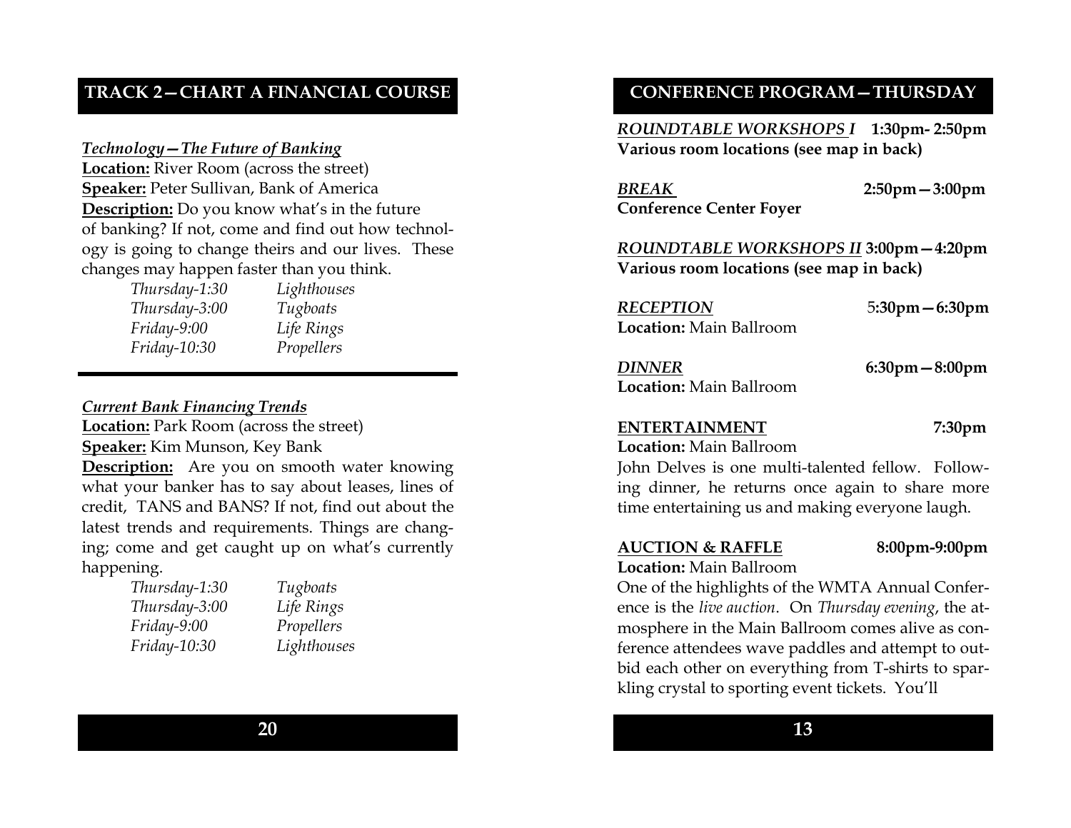## TRACK 2—CHART A FINANCIAL COURSE

***Technology—The Future of Banking***

**Location:** River Room (across the street)
**Speaker:** Peter Sullivan, Bank of America
**Description:** Do you know what's in the future of banking? If not, come and find out how technology is going to change theirs and our lives. These changes may happen faster than you think.

| | |
|---|---|
| *Thursday-1:30* | *Lighthouses* |
| *Thursday-3:00* | *Tugboats* |
| *Friday-9:00* | *Life Rings* |
| *Friday-10:30* | *Propellers* |

***Current Bank Financing Trends***

**Location:** Park Room (across the street)
**Speaker:** Kim Munson, Key Bank
**Description:** Are you on smooth water knowing what your banker has to say about leases, lines of credit, TANS and BANS? If not, find out about the latest trends and requirements. Things are changing; come and get caught up on what's currently happening.

| | |
|---|---|
| *Thursday-1:30* | *Tugboats* |
| *Thursday-3:00* | *Life Rings* |
| *Friday-9:00* | *Propellers* |
| *Friday-10:30* | *Lighthouses* |

## CONFERENCE PROGRAM—THURSDAY

***ROUNDTABLE WORKSHOPS I*** **1:30pm- 2:50pm**
**Various room locations (see map in back)**

***BREAK*** **2:50pm—3:00pm**
**Conference Center Foyer**

***ROUNDTABLE WORKSHOPS II*** **3:00pm—4:20pm**
**Various room locations (see map in back)**

***RECEPTION*** **5:30pm—6:30pm**
**Location:** Main Ballroom

***DINNER*** **6:30pm—8:00pm**
**Location:** Main Ballroom

**ENTERTAINMENT** **7:30pm**
**Location:** Main Ballroom
John Delves is one multi-talented fellow. Following dinner, he returns once again to share more time entertaining us and making everyone laugh.

**AUCTION & RAFFLE** **8:00pm-9:00pm**
**Location:** Main Ballroom
One of the highlights of the WMTA Annual Conference is the *live auction*. On *Thursday evening*, the atmosphere in the Main Ballroom comes alive as conference attendees wave paddles and attempt to outbid each other on everything from T-shirts to sparkling crystal to sporting event tickets. You'll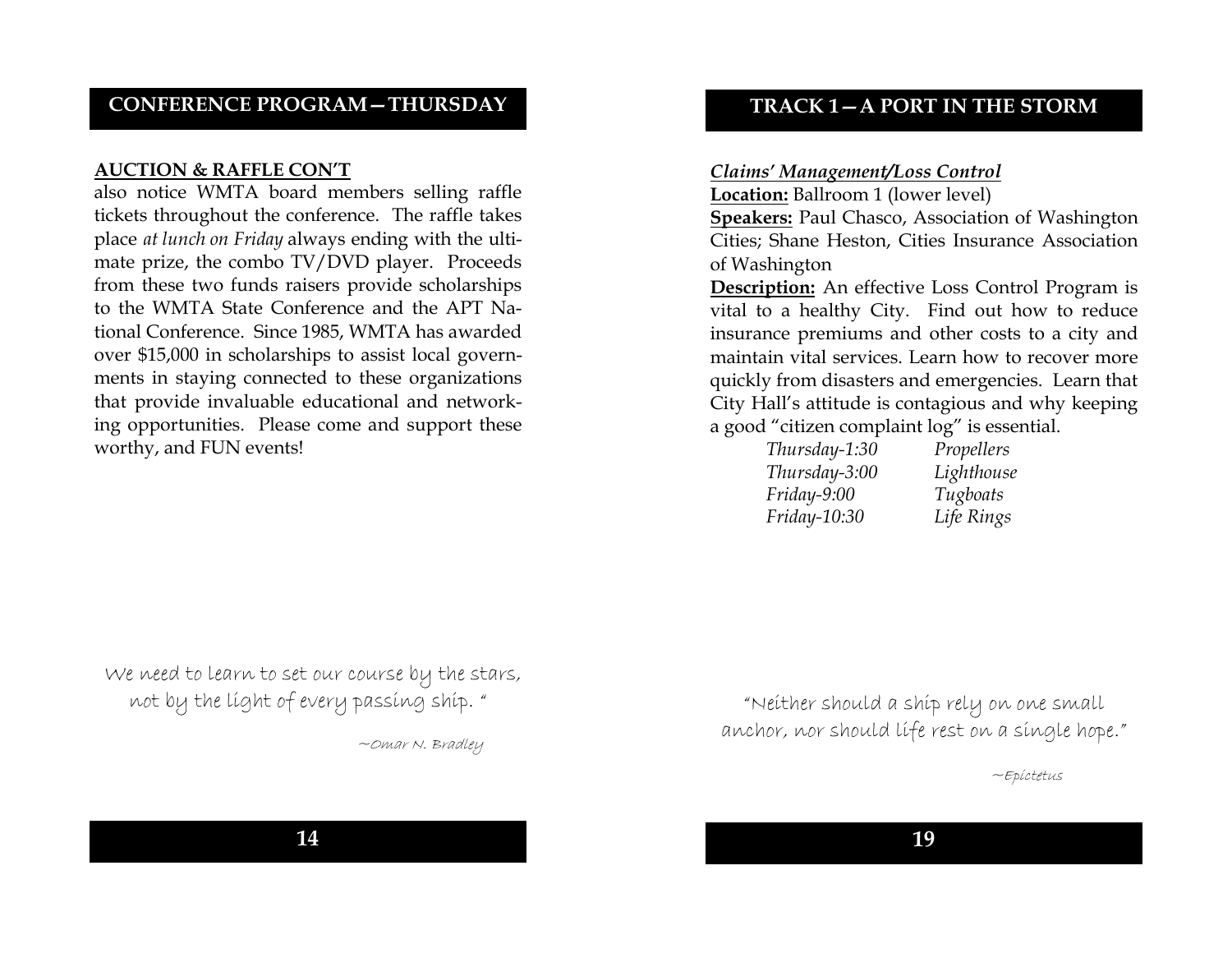## CONFERENCE PROGRAM—THURSDAY

**AUCTION & RAFFLE CON'T**

also notice WMTA board members selling raffle tickets throughout the conference. The raffle takes place *at lunch on Friday* always ending with the ultimate prize, the combo TV/DVD player. Proceeds from these two funds raisers provide scholarships to the WMTA State Conference and the APT National Conference. Since 1985, WMTA has awarded over $15,000 in scholarships to assist local governments in staying connected to these organizations that provide invaluable educational and networking opportunities. Please come and support these worthy, and FUN events!

We need to learn to set our course by the stars, not by the light of every passing ship. "

~Omar N. Bradley

## TRACK 1—A PORT IN THE STORM

***Claims' Management/Loss Control***

**Location:** Ballroom 1 (lower level)

**Speakers:** Paul Chasco, Association of Washington Cities; Shane Heston, Cities Insurance Association of Washington

**Description:** An effective Loss Control Program is vital to a healthy City. Find out how to reduce insurance premiums and other costs to a city and maintain vital services. Learn how to recover more quickly from disasters and emergencies. Learn that City Hall's attitude is contagious and why keeping a good "citizen complaint log" is essential.

| | |
|---|---|
| *Thursday-1:30* | *Propellers* |
| *Thursday-3:00* | *Lighthouse* |
| *Friday-9:00* | *Tugboats* |
| *Friday-10:30* | *Life Rings* |

"Neither should a ship rely on one small anchor, nor should life rest on a single hope."

~Epictetus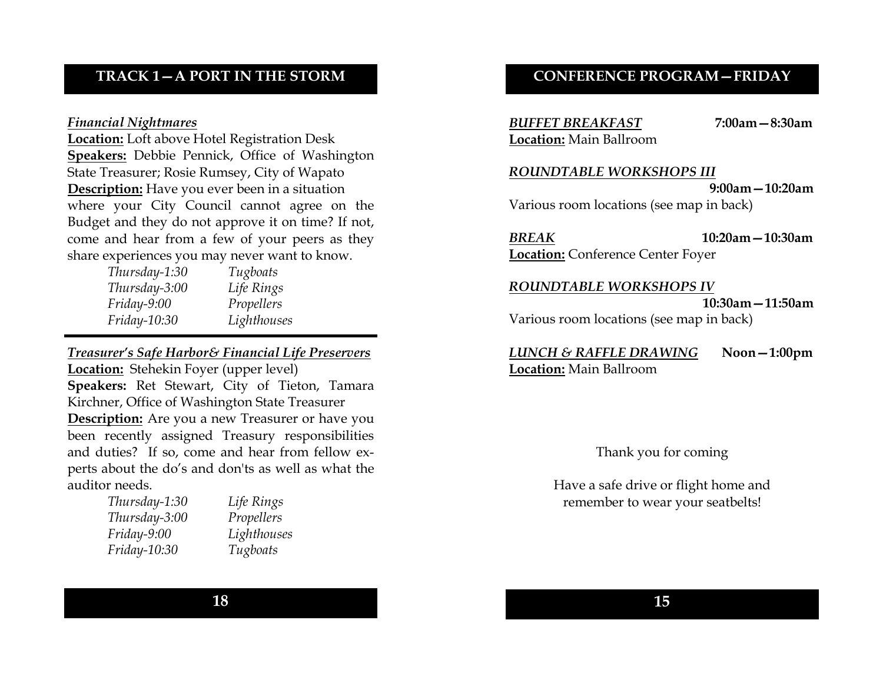## TRACK 1—A PORT IN THE STORM

***Financial Nightmares***

**Location:** Loft above Hotel Registration Desk

**Speakers:** Debbie Pennick, Office of Washington State Treasurer; Rosie Rumsey, City of Wapato

**Description:** Have you ever been in a situation where your City Council cannot agree on the Budget and they do not approve it on time? If not, come and hear from a few of your peers as they share experiences you may never want to know.

| | |
|---|---|
| *Thursday-1:30* | *Tugboats* |
| *Thursday-3:00* | *Life Rings* |
| *Friday-9:00* | *Propellers* |
| *Friday-10:30* | *Lighthouses* |

***Treasurer's Safe Harbor& Financial Life Preservers***

**Location:** Stehekin Foyer (upper level)

**Speakers:** Ret Stewart, City of Tieton, Tamara Kirchner, Office of Washington State Treasurer

**Description:** Are you a new Treasurer or have you been recently assigned Treasury responsibilities and duties? If so, come and hear from fellow experts about the do's and don'ts as well as what the auditor needs.

| | |
|---|---|
| *Thursday-1:30* | *Life Rings* |
| *Thursday-3:00* | *Propellers* |
| *Friday-9:00* | *Lighthouses* |
| *Friday-10:30* | *Tugboats* |

## CONFERENCE PROGRAM—FRIDAY

***BUFFET BREAKFAST*** **7:00am—8:30am**

**Location:** Main Ballroom

***ROUNDTABLE WORKSHOPS III*** **9:00am—10:20am**

Various room locations (see map in back)

***BREAK*** **10:20am—10:30am**

**Location:** Conference Center Foyer

***ROUNDTABLE WORKSHOPS IV*** **10:30am—11:50am**

Various room locations (see map in back)

***LUNCH & RAFFLE DRAWING*** **Noon—1:00pm**

**Location:** Main Ballroom

Thank you for coming

Have a safe drive or flight home and remember to wear your seatbelts!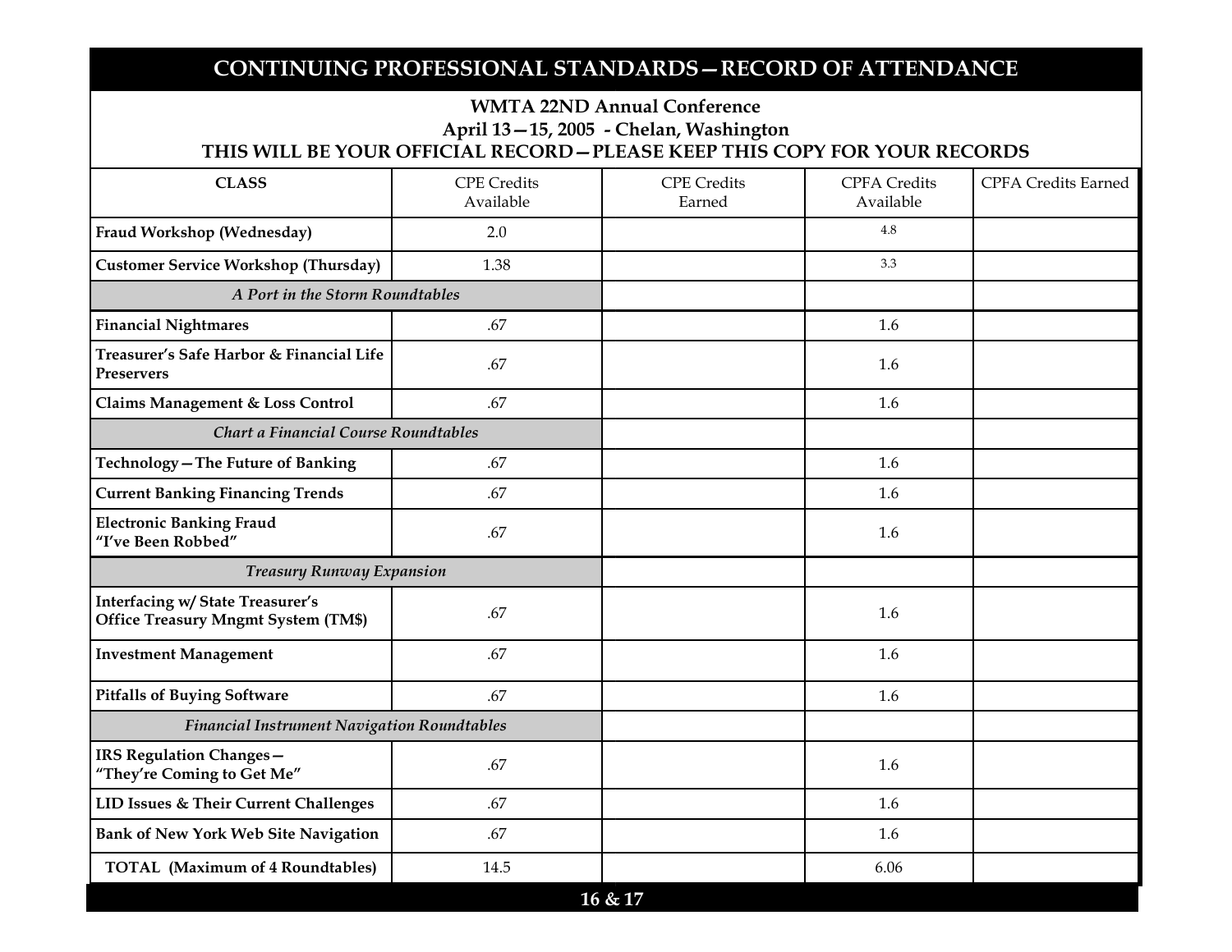# CONTINUING PROFESSIONAL STANDARDS—RECORD OF ATTENDANCE

**WMTA 22ND Annual Conference**
**April 13—15, 2005 - Chelan, Washington**
**THIS WILL BE YOUR OFFICIAL RECORD—PLEASE KEEP THIS COPY FOR YOUR RECORDS**

| CLASS | CPE Credits Available | CPE Credits Earned | CPFA Credits Available | CPFA Credits Earned |
|---|---|---|---|---|
| **Fraud Workshop (Wednesday)** | 2.0 | | 4.8 | |
| **Customer Service Workshop (Thursday)** | 1.38 | | 3.3 | |
| *A Port in the Storm Roundtables* | | | | |
| **Financial Nightmares** | .67 | | 1.6 | |
| **Treasurer's Safe Harbor & Financial Life Preservers** | .67 | | 1.6 | |
| **Claims Management & Loss Control** | .67 | | 1.6 | |
| *Chart a Financial Course Roundtables* | | | | |
| **Technology—The Future of Banking** | .67 | | 1.6 | |
| **Current Banking Financing Trends** | .67 | | 1.6 | |
| **Electronic Banking Fraud "I've Been Robbed"** | .67 | | 1.6 | |
| *Treasury Runway Expansion* | | | | |
| **Interfacing w/ State Treasurer's Office Treasury Mngmt System (TM$)** | .67 | | 1.6 | |
| **Investment Management** | .67 | | 1.6 | |
| **Pitfalls of Buying Software** | .67 | | 1.6 | |
| *Financial Instrument Navigation Roundtables* | | | | |
| **IRS Regulation Changes—"They're Coming to Get Me"** | .67 | | 1.6 | |
| **LID Issues & Their Current Challenges** | .67 | | 1.6 | |
| **Bank of New York Web Site Navigation** | .67 | | 1.6 | |
| **TOTAL (Maximum of 4 Roundtables)** | 14.5 | | 6.06 | |